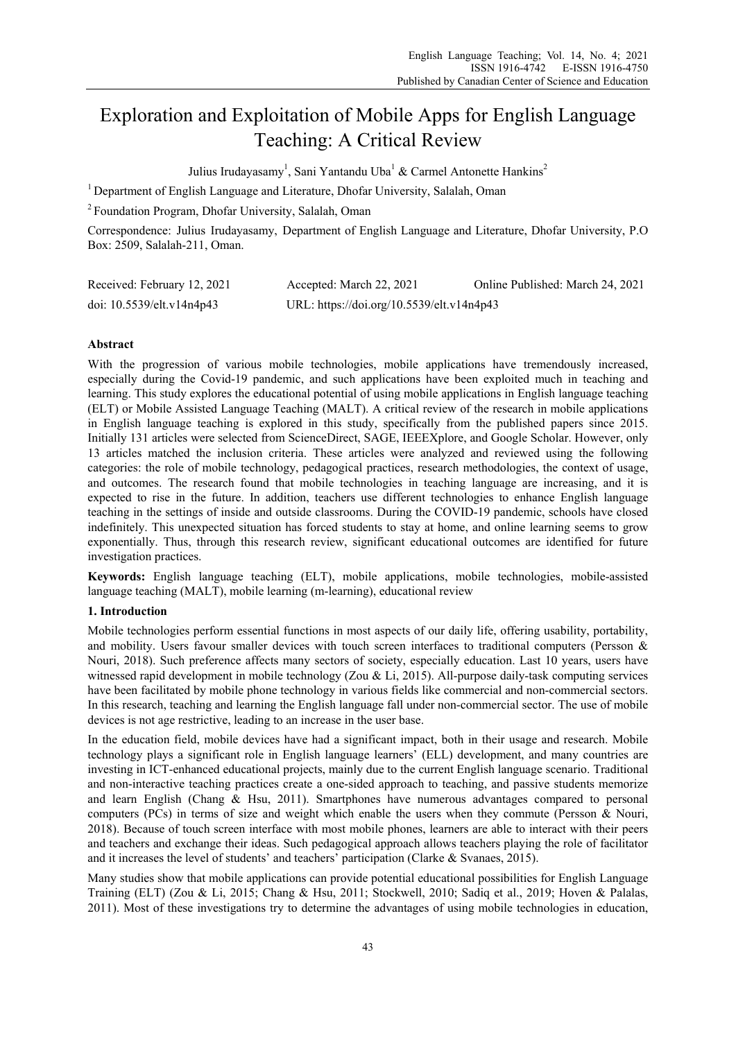# Exploration and Exploitation of Mobile Apps for English Language Teaching: A Critical Review

Julius Irudayasamy[1], Sani Yantandu Uba[1] & Carmel Antonette Hankins[2]

[1] Department of English Language and Literature, Dhofar University, Salalah, Oman

[2] Foundation Program, Dhofar University, Salalah, Oman

Correspondence: Julius Irudayasamy, Department of English Language and Literature, Dhofar University, P.O Box: 2509, Salalah-211, Oman.

Received: February 12, 2021    Accepted: March 22, 2021    Online Published: March 24, 2021

doi: 10.5539/elt.v14n4p43    URL: https://doi.org/10.5539/elt.v14n4p43

**Abstract**

With the progression of various mobile technologies, mobile applications have tremendously increased, especially during the Covid-19 pandemic, and such applications have been exploited much in teaching and learning. This study explores the educational potential of using mobile applications in English language teaching (ELT) or Mobile Assisted Language Teaching (MALT). A critical review of the research in mobile applications in English language teaching is explored in this study, specifically from the published papers since 2015. Initially 131 articles were selected from ScienceDirect, SAGE, IEEEXplore, and Google Scholar. However, only 13 articles matched the inclusion criteria. These articles were analyzed and reviewed using the following categories: the role of mobile technology, pedagogical practices, research methodologies, the context of usage, and outcomes. The research found that mobile technologies in teaching language are increasing, and it is expected to rise in the future. In addition, teachers use different technologies to enhance English language teaching in the settings of inside and outside classrooms. During the COVID-19 pandemic, schools have closed indefinitely. This unexpected situation has forced students to stay at home, and online learning seems to grow exponentially. Thus, through this research review, significant educational outcomes are identified for future investigation practices.

**Keywords:** English language teaching (ELT), mobile applications, mobile technologies, mobile-assisted language teaching (MALT), mobile learning (m-learning), educational review

## 1. Introduction

Mobile technologies perform essential functions in most aspects of our daily life, offering usability, portability, and mobility. Users favour smaller devices with touch screen interfaces to traditional computers (Persson & Nouri, 2018). Such preference affects many sectors of society, especially education. Last 10 years, users have witnessed rapid development in mobile technology (Zou & Li, 2015). All-purpose daily-task computing services have been facilitated by mobile phone technology in various fields like commercial and non-commercial sectors. In this research, teaching and learning the English language fall under non-commercial sector. The use of mobile devices is not age restrictive, leading to an increase in the user base.

In the education field, mobile devices have had a significant impact, both in their usage and research. Mobile technology plays a significant role in English language learners' (ELL) development, and many countries are investing in ICT-enhanced educational projects, mainly due to the current English language scenario. Traditional and non-interactive teaching practices create a one-sided approach to teaching, and passive students memorize and learn English (Chang & Hsu, 2011). Smartphones have numerous advantages compared to personal computers (PCs) in terms of size and weight which enable the users when they commute (Persson & Nouri, 2018). Because of touch screen interface with most mobile phones, learners are able to interact with their peers and teachers and exchange their ideas. Such pedagogical approach allows teachers playing the role of facilitator and it increases the level of students' and teachers' participation (Clarke & Svanaes, 2015).

Many studies show that mobile applications can provide potential educational possibilities for English Language Training (ELT) (Zou & Li, 2015; Chang & Hsu, 2011; Stockwell, 2010; Sadiq et al., 2019; Hoven & Palalas, 2011). Most of these investigations try to determine the advantages of using mobile technologies in education,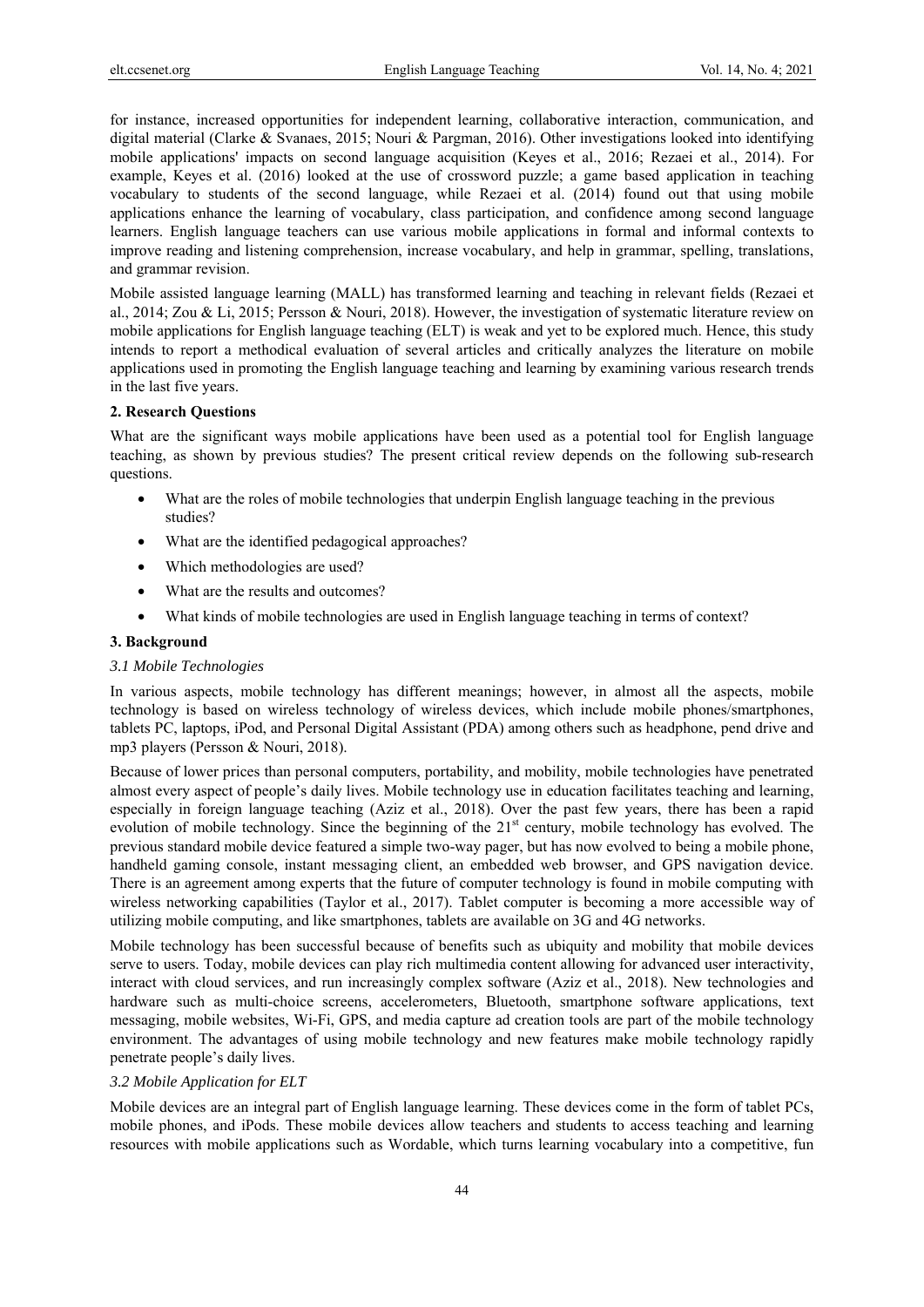for instance, increased opportunities for independent learning, collaborative interaction, communication, and digital material (Clarke & Svanaes, 2015; Nouri & Pargman, 2016). Other investigations looked into identifying mobile applications' impacts on second language acquisition (Keyes et al., 2016; Rezaei et al., 2014). For example, Keyes et al. (2016) looked at the use of crossword puzzle; a game based application in teaching vocabulary to students of the second language, while Rezaei et al. (2014) found out that using mobile applications enhance the learning of vocabulary, class participation, and confidence among second language learners. English language teachers can use various mobile applications in formal and informal contexts to improve reading and listening comprehension, increase vocabulary, and help in grammar, spelling, translations, and grammar revision.

Mobile assisted language learning (MALL) has transformed learning and teaching in relevant fields (Rezaei et al., 2014; Zou & Li, 2015; Persson & Nouri, 2018). However, the investigation of systematic literature review on mobile applications for English language teaching (ELT) is weak and yet to be explored much. Hence, this study intends to report a methodical evaluation of several articles and critically analyzes the literature on mobile applications used in promoting the English language teaching and learning by examining various research trends in the last five years.

## 2. Research Questions

What are the significant ways mobile applications have been used as a potential tool for English language teaching, as shown by previous studies? The present critical review depends on the following sub-research questions.

- What are the roles of mobile technologies that underpin English language teaching in the previous studies?
- What are the identified pedagogical approaches?
- Which methodologies are used?
- What are the results and outcomes?
- What kinds of mobile technologies are used in English language teaching in terms of context?

## 3. Background

### *3.1 Mobile Technologies*

In various aspects, mobile technology has different meanings; however, in almost all the aspects, mobile technology is based on wireless technology of wireless devices, which include mobile phones/smartphones, tablets PC, laptops, iPod, and Personal Digital Assistant (PDA) among others such as headphone, pend drive and mp3 players (Persson & Nouri, 2018).

Because of lower prices than personal computers, portability, and mobility, mobile technologies have penetrated almost every aspect of people's daily lives. Mobile technology use in education facilitates teaching and learning, especially in foreign language teaching (Aziz et al., 2018). Over the past few years, there has been a rapid evolution of mobile technology. Since the beginning of the 21st century, mobile technology has evolved. The previous standard mobile device featured a simple two-way pager, but has now evolved to being a mobile phone, handheld gaming console, instant messaging client, an embedded web browser, and GPS navigation device. There is an agreement among experts that the future of computer technology is found in mobile computing with wireless networking capabilities (Taylor et al., 2017). Tablet computer is becoming a more accessible way of utilizing mobile computing, and like smartphones, tablets are available on 3G and 4G networks.

Mobile technology has been successful because of benefits such as ubiquity and mobility that mobile devices serve to users. Today, mobile devices can play rich multimedia content allowing for advanced user interactivity, interact with cloud services, and run increasingly complex software (Aziz et al., 2018). New technologies and hardware such as multi-choice screens, accelerometers, Bluetooth, smartphone software applications, text messaging, mobile websites, Wi-Fi, GPS, and media capture ad creation tools are part of the mobile technology environment. The advantages of using mobile technology and new features make mobile technology rapidly penetrate people's daily lives.

### *3.2 Mobile Application for ELT*

Mobile devices are an integral part of English language learning. These devices come in the form of tablet PCs, mobile phones, and iPods. These mobile devices allow teachers and students to access teaching and learning resources with mobile applications such as Wordable, which turns learning vocabulary into a competitive, fun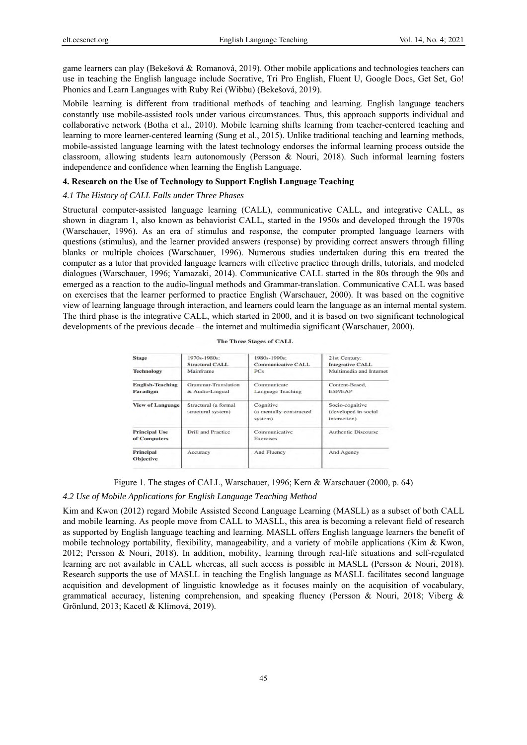game learners can play (Bekešová & Romanová, 2019). Other mobile applications and technologies teachers can use in teaching the English language include Socrative, Tri Pro English, Fluent U, Google Docs, Get Set, Go! Phonics and Learn Languages with Ruby Rei (Wibbu) (Bekešová, 2019).

Mobile learning is different from traditional methods of teaching and learning. English language teachers constantly use mobile-assisted tools under various circumstances. Thus, this approach supports individual and collaborative network (Botha et al., 2010). Mobile learning shifts learning from teacher-centered teaching and learning to more learner-centered learning (Sung et al., 2015). Unlike traditional teaching and learning methods, mobile-assisted language learning with the latest technology endorses the informal learning process outside the classroom, allowing students learn autonomously (Persson & Nouri, 2018). Such informal learning fosters independence and confidence when learning the English Language.

## 4. Research on the Use of Technology to Support English Language Teaching

### *4.1 The History of CALL Falls under Three Phases*

Structural computer-assisted language learning (CALL), communicative CALL, and integrative CALL, as shown in diagram 1, also known as behaviorist CALL, started in the 1950s and developed through the 1970s (Warschauer, 1996). As an era of stimulus and response, the computer prompted language learners with questions (stimulus), and the learner provided answers (response) by providing correct answers through filling blanks or multiple choices (Warschauer, 1996). Numerous studies undertaken during this era treated the computer as a tutor that provided language learners with effective practice through drills, tutorials, and modeled dialogues (Warschauer, 1996; Yamazaki, 2014). Communicative CALL started in the 80s through the 90s and emerged as a reaction to the audio-lingual methods and Grammar-translation. Communicative CALL was based on exercises that the learner performed to practice English (Warschauer, 2000). It was based on the cognitive view of learning language through interaction, and learners could learn the language as an internal mental system. The third phase is the integrative CALL, which started in 2000, and it is based on two significant technological developments of the previous decade – the internet and multimedia significant (Warschauer, 2000).

**The Three Stages of CALL**

| Stage | 1970s-1980s: Structural CALL | 1980s-1990s: Communicative CALL | 21st Century: Integrative CALL |
|---|---|---|---|
| **Technology** | Mainframe | PCs | Multimedia and Internet |
| **English-Teaching Paradigm** | Grammar-Translation & Audio-Lingual | Communicate Language Teaching | Content-Based, ESP/EAP |
| **View of Language** | Structural (a formal structural system) | Cognitive (a mentally-constructed system) | Socio-cognitive (developed in social interaction) |
| **Principal Use of Computers** | Drill and Practice | Communicative Exercises | Authentic Discourse |
| **Principal Objective** | Accuracy | And Fluency | And Agency |

Figure 1. The stages of CALL, Warschauer, 1996; Kern & Warschauer (2000, p. 64)

### *4.2 Use of Mobile Applications for English Language Teaching Method*

Kim and Kwon (2012) regard Mobile Assisted Second Language Learning (MASLL) as a subset of both CALL and mobile learning. As people move from CALL to MASLL, this area is becoming a relevant field of research as supported by English language teaching and learning. MASLL offers English language learners the benefit of mobile technology portability, flexibility, manageability, and a variety of mobile applications (Kim & Kwon, 2012; Persson & Nouri, 2018). In addition, mobility, learning through real-life situations and self-regulated learning are not available in CALL whereas, all such access is possible in MASLL (Persson & Nouri, 2018). Research supports the use of MASLL in teaching the English language as MASLL facilitates second language acquisition and development of linguistic knowledge as it focuses mainly on the acquisition of vocabulary, grammatical accuracy, listening comprehension, and speaking fluency (Persson & Nouri, 2018; Viberg & Grönlund, 2013; Kacetl & Klímová, 2019).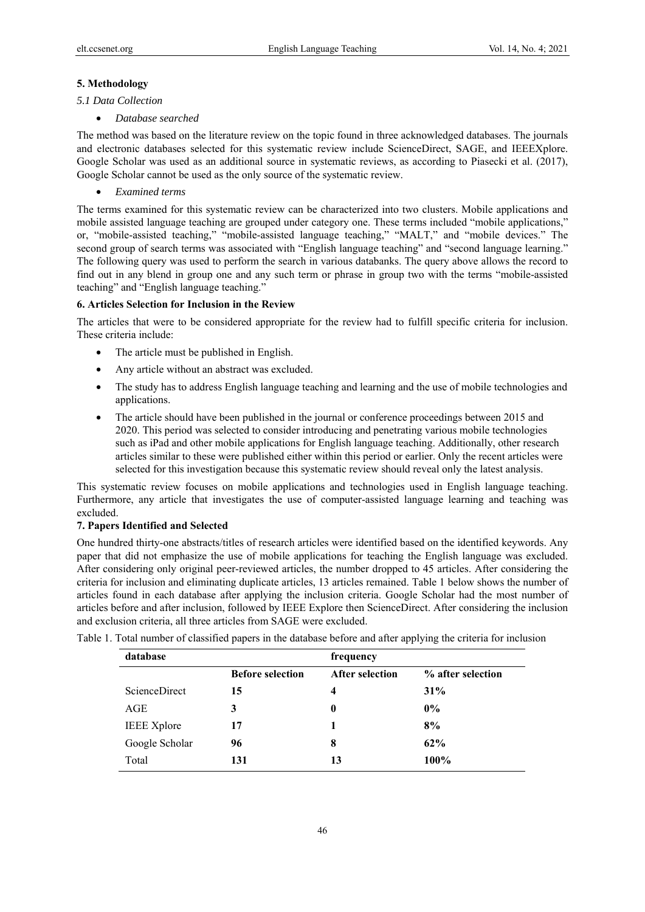## 5. Methodology

### *5.1 Data Collection*

- *Database searched*

The method was based on the literature review on the topic found in three acknowledged databases. The journals and electronic databases selected for this systematic review include ScienceDirect, SAGE, and IEEEXplore. Google Scholar was used as an additional source in systematic reviews, as according to Piasecki et al. (2017), Google Scholar cannot be used as the only source of the systematic review.

- *Examined terms*

The terms examined for this systematic review can be characterized into two clusters. Mobile applications and mobile assisted language teaching are grouped under category one. These terms included "mobile applications," or, "mobile-assisted teaching," "mobile-assisted language teaching," "MALT," and "mobile devices." The second group of search terms was associated with "English language teaching" and "second language learning." The following query was used to perform the search in various databanks. The query above allows the record to find out in any blend in group one and any such term or phrase in group two with the terms "mobile-assisted teaching" and "English language teaching."

## 6. Articles Selection for Inclusion in the Review

The articles that were to be considered appropriate for the review had to fulfill specific criteria for inclusion. These criteria include:

- The article must be published in English.
- Any article without an abstract was excluded.
- The study has to address English language teaching and learning and the use of mobile technologies and applications.
- The article should have been published in the journal or conference proceedings between 2015 and 2020. This period was selected to consider introducing and penetrating various mobile technologies such as iPad and other mobile applications for English language teaching. Additionally, other research articles similar to these were published either within this period or earlier. Only the recent articles were selected for this investigation because this systematic review should reveal only the latest analysis.

This systematic review focuses on mobile applications and technologies used in English language teaching. Furthermore, any article that investigates the use of computer-assisted language learning and teaching was excluded.

## 7. Papers Identified and Selected

One hundred thirty-one abstracts/titles of research articles were identified based on the identified keywords. Any paper that did not emphasize the use of mobile applications for teaching the English language was excluded. After considering only original peer-reviewed articles, the number dropped to 45 articles. After considering the criteria for inclusion and eliminating duplicate articles, 13 articles remained. Table 1 below shows the number of articles found in each database after applying the inclusion criteria. Google Scholar had the most number of articles before and after inclusion, followed by IEEE Explore then ScienceDirect. After considering the inclusion and exclusion criteria, all three articles from SAGE were excluded.

Table 1. Total number of classified papers in the database before and after applying the criteria for inclusion

| **database** | **frequency** | | |
|---|---|---|---|
| | **Before selection** | **After selection** | **% after selection** |
| ScienceDirect | **15** | **4** | **31%** |
| AGE | **3** | **0** | **0%** |
| IEEE Xplore | **17** | **1** | **8%** |
| Google Scholar | **96** | **8** | **62%** |
| Total | **131** | **13** | **100%** |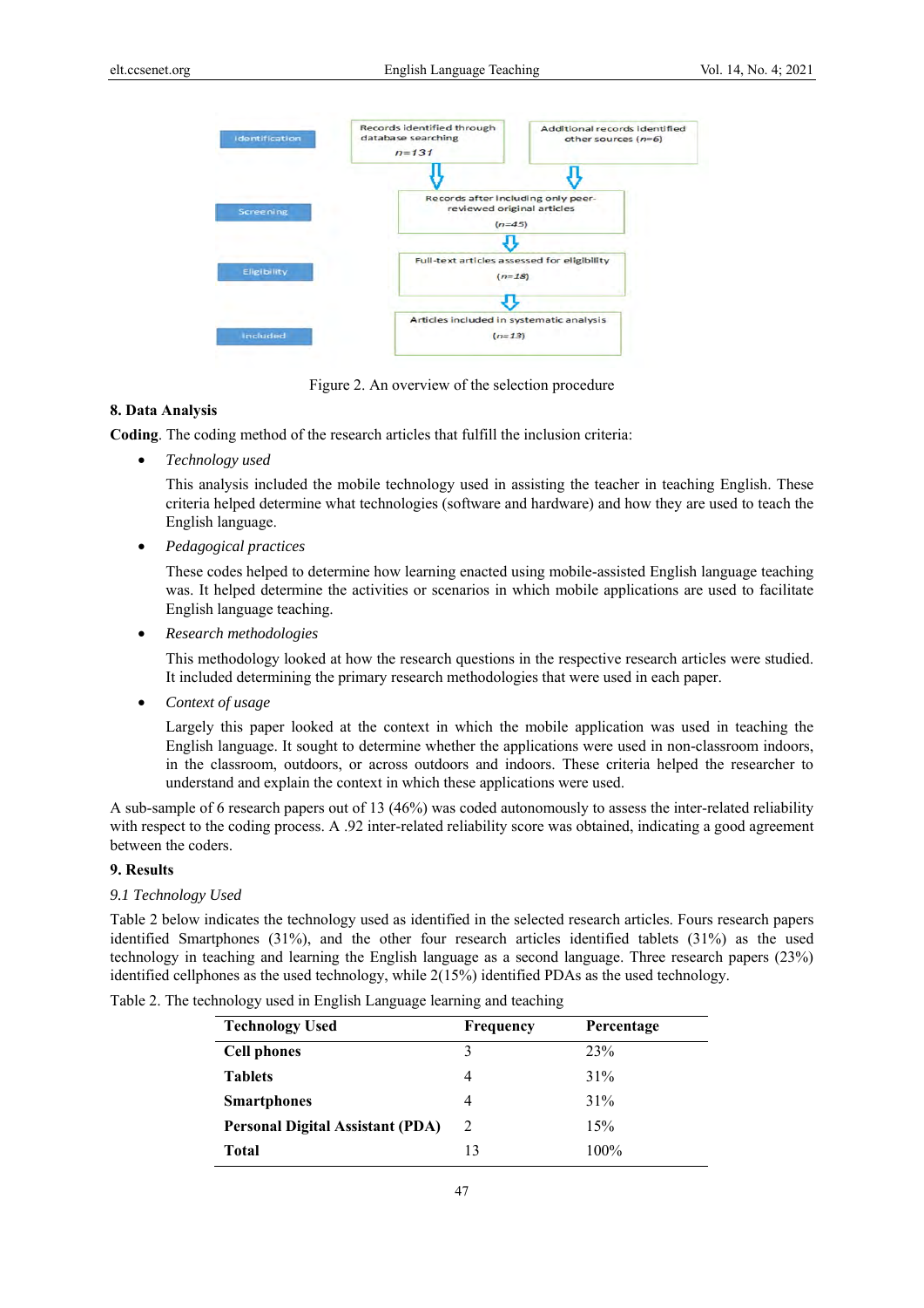| Identification | Records identified through database searching $n=131$ | Additional records identified other sources ($n=6$) |
|---|---|---|
| Screening | Records after including only peer-reviewed original articles ($n=45$) | |
| Eligibility | Full-text articles assessed for eligibility ($n=18$) | |
| Included | Articles included in systematic analysis ($n=13$) | |

Figure 2. An overview of the selection procedure

## 8. Data Analysis

**Coding**. The coding method of the research articles that fulfill the inclusion criteria:

- *Technology used*

  This analysis included the mobile technology used in assisting the teacher in teaching English. These criteria helped determine what technologies (software and hardware) and how they are used to teach the English language.

- *Pedagogical practices*

  These codes helped to determine how learning enacted using mobile-assisted English language teaching was. It helped determine the activities or scenarios in which mobile applications are used to facilitate English language teaching.

- *Research methodologies*

  This methodology looked at how the research questions in the respective research articles were studied. It included determining the primary research methodologies that were used in each paper.

- *Context of usage*

  Largely this paper looked at the context in which the mobile application was used in teaching the English language. It sought to determine whether the applications were used in non-classroom indoors, in the classroom, outdoors, or across outdoors and indoors. These criteria helped the researcher to understand and explain the context in which these applications were used.

A sub-sample of 6 research papers out of 13 (46%) was coded autonomously to assess the inter-related reliability with respect to the coding process. A .92 inter-related reliability score was obtained, indicating a good agreement between the coders.

## 9. Results

### 9.1 Technology Used

Table 2 below indicates the technology used as identified in the selected research articles. Fours research papers identified Smartphones (31%), and the other four research articles identified tablets (31%) as the used technology in teaching and learning the English language as a second language. Three research papers (23%) identified cellphones as the used technology, while 2(15%) identified PDAs as the used technology.

Table 2. The technology used in English Language learning and teaching

| Technology Used | Frequency | Percentage |
|---|---|---|
| **Cell phones** | 3 | 23% |
| **Tablets** | 4 | 31% |
| **Smartphones** | 4 | 31% |
| **Personal Digital Assistant (PDA)** | 2 | 15% |
| **Total** | 13 | 100% |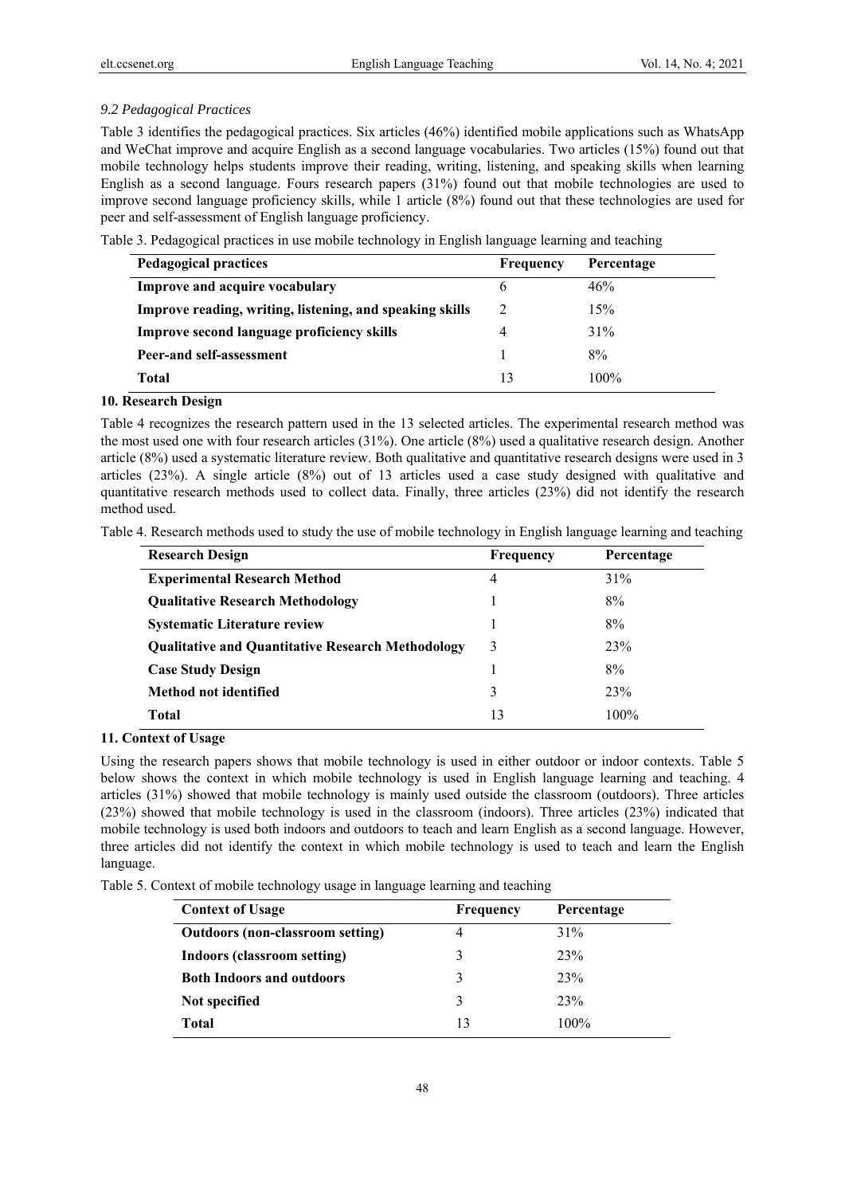### *9.2 Pedagogical Practices*

Table 3 identifies the pedagogical practices. Six articles (46%) identified mobile applications such as WhatsApp and WeChat improve and acquire English as a second language vocabularies. Two articles (15%) found out that mobile technology helps students improve their reading, writing, listening, and speaking skills when learning English as a second language. Fours research papers (31%) found out that mobile technologies are used to improve second language proficiency skills, while 1 article (8%) found out that these technologies are used for peer and self-assessment of English language proficiency.

Table 3. Pedagogical practices in use mobile technology in English language learning and teaching

| Pedagogical practices | Frequency | Percentage |
|---|---|---|
| **Improve and acquire vocabulary** | 6 | 46% |
| **Improve reading, writing, listening, and speaking skills** | 2 | 15% |
| **Improve second language proficiency skills** | 4 | 31% |
| **Peer-and self-assessment** | 1 | 8% |
| **Total** | 13 | 100% |

## 10. Research Design

Table 4 recognizes the research pattern used in the 13 selected articles. The experimental research method was the most used one with four research articles (31%). One article (8%) used a qualitative research design. Another article (8%) used a systematic literature review. Both qualitative and quantitative research designs were used in 3 articles (23%). A single article (8%) out of 13 articles used a case study designed with qualitative and quantitative research methods used to collect data. Finally, three articles (23%) did not identify the research method used.

Table 4. Research methods used to study the use of mobile technology in English language learning and teaching

| Research Design | Frequency | Percentage |
|---|---|---|
| **Experimental Research Method** | 4 | 31% |
| **Qualitative Research Methodology** | 1 | 8% |
| **Systematic Literature review** | 1 | 8% |
| **Qualitative and Quantitative Research Methodology** | 3 | 23% |
| **Case Study Design** | 1 | 8% |
| **Method not identified** | 3 | 23% |
| **Total** | 13 | 100% |

## 11. Context of Usage

Using the research papers shows that mobile technology is used in either outdoor or indoor contexts. Table 5 below shows the context in which mobile technology is used in English language learning and teaching. 4 articles (31%) showed that mobile technology is mainly used outside the classroom (outdoors). Three articles (23%) showed that mobile technology is used in the classroom (indoors). Three articles (23%) indicated that mobile technology is used both indoors and outdoors to teach and learn English as a second language. However, three articles did not identify the context in which mobile technology is used to teach and learn the English language.

Table 5. Context of mobile technology usage in language learning and teaching

| Context of Usage | Frequency | Percentage |
|---|---|---|
| **Outdoors (non-classroom setting)** | 4 | 31% |
| **Indoors (classroom setting)** | 3 | 23% |
| **Both Indoors and outdoors** | 3 | 23% |
| **Not specified** | 3 | 23% |
| **Total** | 13 | 100% |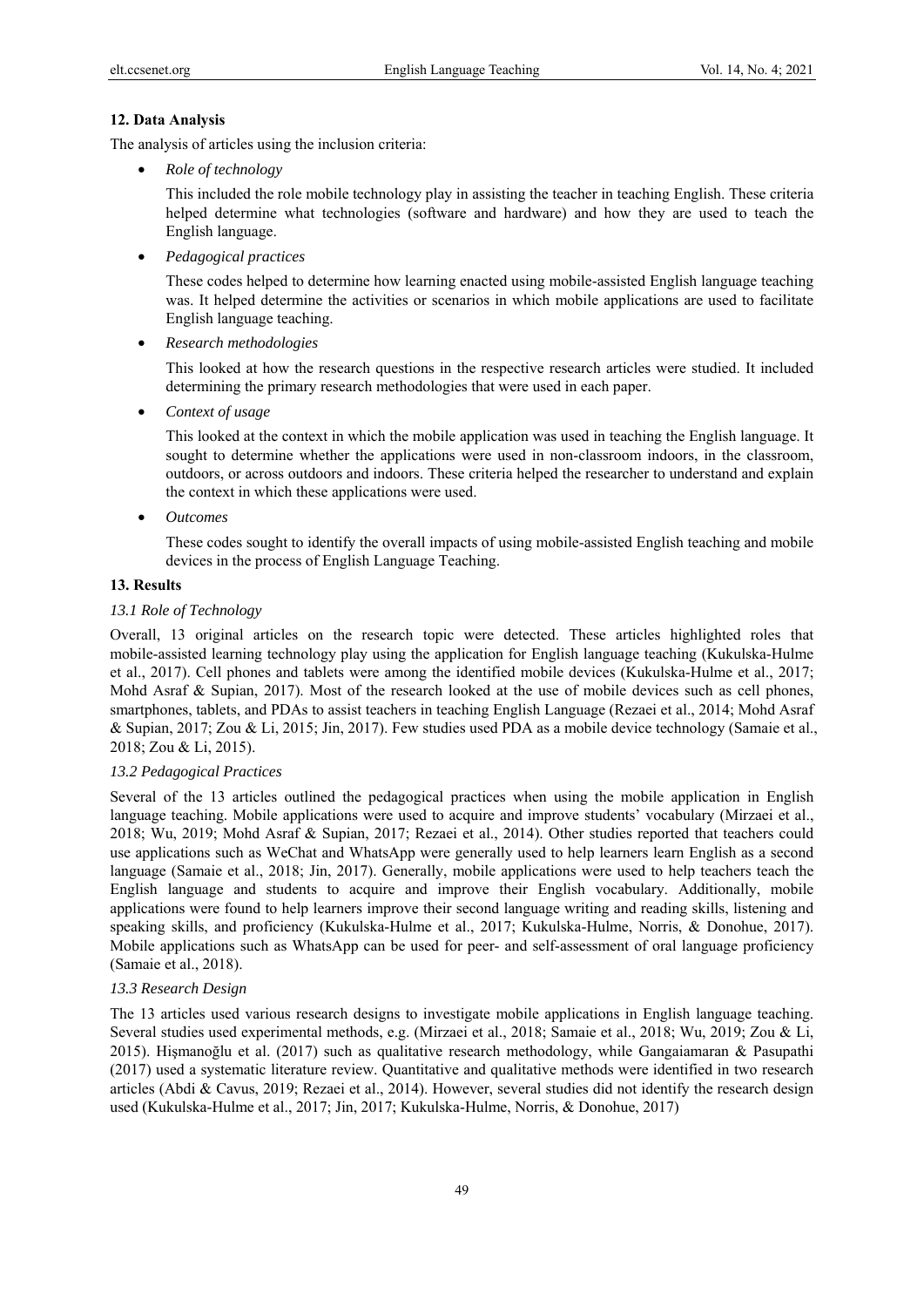## 12. Data Analysis

The analysis of articles using the inclusion criteria:

- *Role of technology*

  This included the role mobile technology play in assisting the teacher in teaching English. These criteria helped determine what technologies (software and hardware) and how they are used to teach the English language.

- *Pedagogical practices*

  These codes helped to determine how learning enacted using mobile-assisted English language teaching was. It helped determine the activities or scenarios in which mobile applications are used to facilitate English language teaching.

- *Research methodologies*

  This looked at how the research questions in the respective research articles were studied. It included determining the primary research methodologies that were used in each paper.

- *Context of usage*

  This looked at the context in which the mobile application was used in teaching the English language. It sought to determine whether the applications were used in non-classroom indoors, in the classroom, outdoors, or across outdoors and indoors. These criteria helped the researcher to understand and explain the context in which these applications were used.

- *Outcomes*

  These codes sought to identify the overall impacts of using mobile-assisted English teaching and mobile devices in the process of English Language Teaching.

## 13. Results

### *13.1 Role of Technology*

Overall, 13 original articles on the research topic were detected. These articles highlighted roles that mobile-assisted learning technology play using the application for English language teaching (Kukulska-Hulme et al., 2017). Cell phones and tablets were among the identified mobile devices (Kukulska-Hulme et al., 2017; Mohd Asraf & Supian, 2017). Most of the research looked at the use of mobile devices such as cell phones, smartphones, tablets, and PDAs to assist teachers in teaching English Language (Rezaei et al., 2014; Mohd Asraf & Supian, 2017; Zou & Li, 2015; Jin, 2017). Few studies used PDA as a mobile device technology (Samaie et al., 2018; Zou & Li, 2015).

### *13.2 Pedagogical Practices*

Several of the 13 articles outlined the pedagogical practices when using the mobile application in English language teaching. Mobile applications were used to acquire and improve students' vocabulary (Mirzaei et al., 2018; Wu, 2019; Mohd Asraf & Supian, 2017; Rezaei et al., 2014). Other studies reported that teachers could use applications such as WeChat and WhatsApp were generally used to help learners learn English as a second language (Samaie et al., 2018; Jin, 2017). Generally, mobile applications were used to help teachers teach the English language and students to acquire and improve their English vocabulary. Additionally, mobile applications were found to help learners improve their second language writing and reading skills, listening and speaking skills, and proficiency (Kukulska-Hulme et al., 2017; Kukulska-Hulme, Norris, & Donohue, 2017). Mobile applications such as WhatsApp can be used for peer- and self-assessment of oral language proficiency (Samaie et al., 2018).

### *13.3 Research Design*

The 13 articles used various research designs to investigate mobile applications in English language teaching. Several studies used experimental methods, e.g. (Mirzaei et al., 2018; Samaie et al., 2018; Wu, 2019; Zou & Li, 2015). Hişmanoğlu et al. (2017) such as qualitative research methodology, while Gangaiamaran & Pasupathi (2017) used a systematic literature review. Quantitative and qualitative methods were identified in two research articles (Abdi & Cavus, 2019; Rezaei et al., 2014). However, several studies did not identify the research design used (Kukulska-Hulme et al., 2017; Jin, 2017; Kukulska-Hulme, Norris, & Donohue, 2017)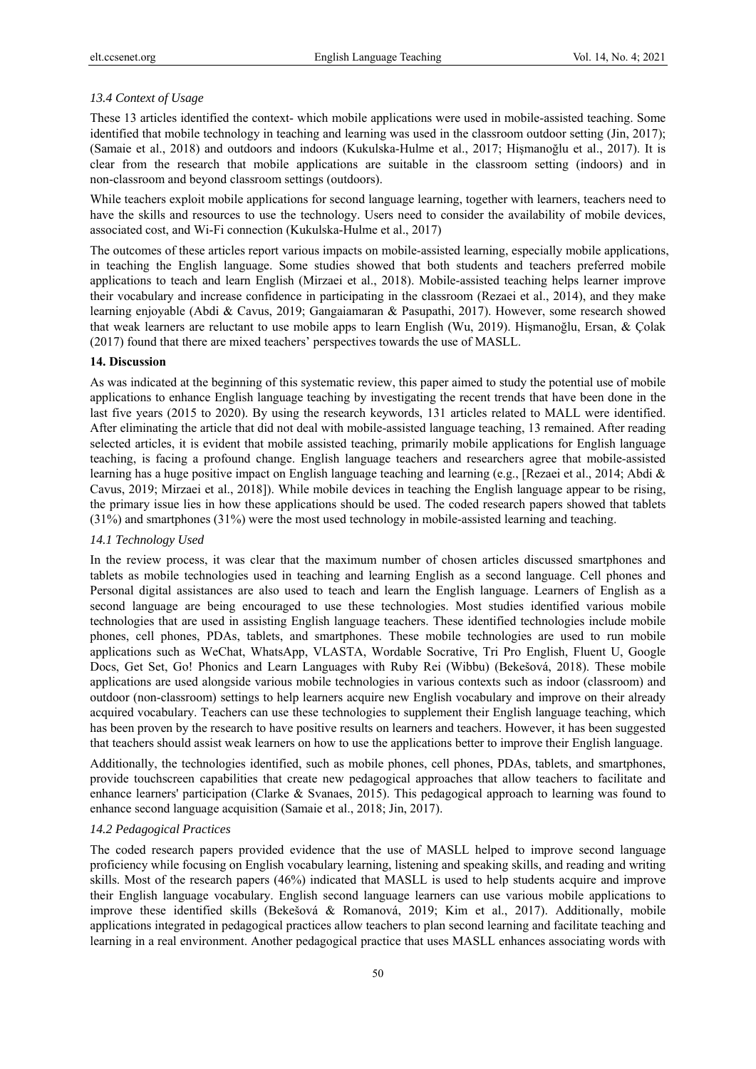### *13.4 Context of Usage*

These 13 articles identified the context- which mobile applications were used in mobile-assisted teaching. Some identified that mobile technology in teaching and learning was used in the classroom outdoor setting (Jin, 2017); (Samaie et al., 2018) and outdoors and indoors (Kukulska-Hulme et al., 2017; Hişmanoğlu et al., 2017). It is clear from the research that mobile applications are suitable in the classroom setting (indoors) and in non-classroom and beyond classroom settings (outdoors).

While teachers exploit mobile applications for second language learning, together with learners, teachers need to have the skills and resources to use the technology. Users need to consider the availability of mobile devices, associated cost, and Wi-Fi connection (Kukulska-Hulme et al., 2017)

The outcomes of these articles report various impacts on mobile-assisted learning, especially mobile applications, in teaching the English language. Some studies showed that both students and teachers preferred mobile applications to teach and learn English (Mirzaei et al., 2018). Mobile-assisted teaching helps learner improve their vocabulary and increase confidence in participating in the classroom (Rezaei et al., 2014), and they make learning enjoyable (Abdi & Cavus, 2019; Gangaiamaran & Pasupathi, 2017). However, some research showed that weak learners are reluctant to use mobile apps to learn English (Wu, 2019). Hişmanoğlu, Ersan, & Çolak (2017) found that there are mixed teachers' perspectives towards the use of MASLL.

## 14. Discussion

As was indicated at the beginning of this systematic review, this paper aimed to study the potential use of mobile applications to enhance English language teaching by investigating the recent trends that have been done in the last five years (2015 to 2020). By using the research keywords, 131 articles related to MALL were identified. After eliminating the article that did not deal with mobile-assisted language teaching, 13 remained. After reading selected articles, it is evident that mobile assisted teaching, primarily mobile applications for English language teaching, is facing a profound change. English language teachers and researchers agree that mobile-assisted learning has a huge positive impact on English language teaching and learning (e.g., [Rezaei et al., 2014; Abdi & Cavus, 2019; Mirzaei et al., 2018]). While mobile devices in teaching the English language appear to be rising, the primary issue lies in how these applications should be used. The coded research papers showed that tablets (31%) and smartphones (31%) were the most used technology in mobile-assisted learning and teaching.

### *14.1 Technology Used*

In the review process, it was clear that the maximum number of chosen articles discussed smartphones and tablets as mobile technologies used in teaching and learning English as a second language. Cell phones and Personal digital assistances are also used to teach and learn the English language. Learners of English as a second language are being encouraged to use these technologies. Most studies identified various mobile technologies that are used in assisting English language teachers. These identified technologies include mobile phones, cell phones, PDAs, tablets, and smartphones. These mobile technologies are used to run mobile applications such as WeChat, WhatsApp, VLASTA, Wordable Socrative, Tri Pro English, Fluent U, Google Docs, Get Set, Go! Phonics and Learn Languages with Ruby Rei (Wibbu) (Bekešová, 2018). These mobile applications are used alongside various mobile technologies in various contexts such as indoor (classroom) and outdoor (non-classroom) settings to help learners acquire new English vocabulary and improve on their already acquired vocabulary. Teachers can use these technologies to supplement their English language teaching, which has been proven by the research to have positive results on learners and teachers. However, it has been suggested that teachers should assist weak learners on how to use the applications better to improve their English language.

Additionally, the technologies identified, such as mobile phones, cell phones, PDAs, tablets, and smartphones, provide touchscreen capabilities that create new pedagogical approaches that allow teachers to facilitate and enhance learners' participation (Clarke & Svanaes, 2015). This pedagogical approach to learning was found to enhance second language acquisition (Samaie et al., 2018; Jin, 2017).

### *14.2 Pedagogical Practices*

The coded research papers provided evidence that the use of MASLL helped to improve second language proficiency while focusing on English vocabulary learning, listening and speaking skills, and reading and writing skills. Most of the research papers (46%) indicated that MASLL is used to help students acquire and improve their English language vocabulary. English second language learners can use various mobile applications to improve these identified skills (Bekešová & Romanová, 2019; Kim et al., 2017). Additionally, mobile applications integrated in pedagogical practices allow teachers to plan second learning and facilitate teaching and learning in a real environment. Another pedagogical practice that uses MASLL enhances associating words with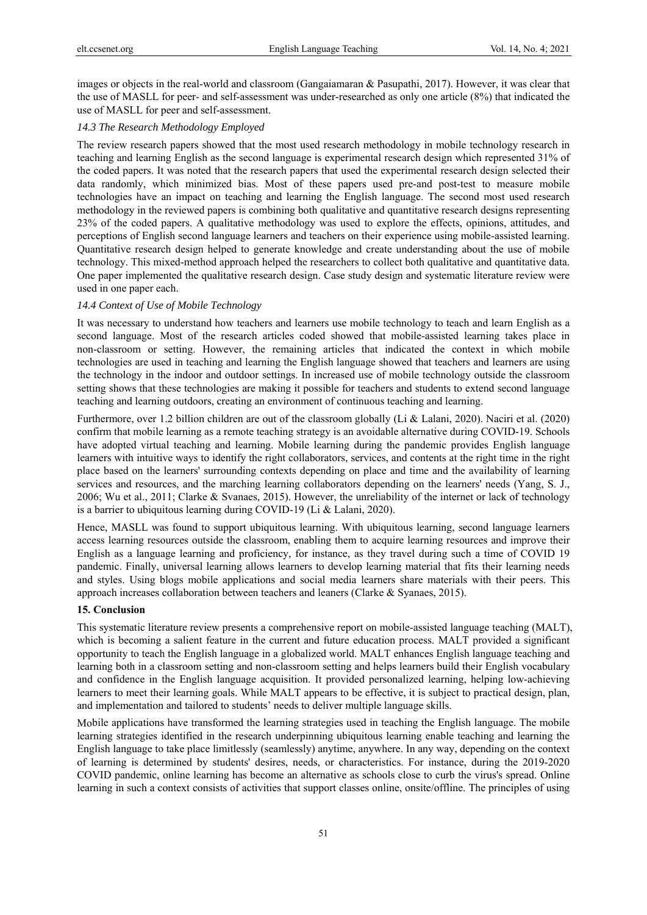images or objects in the real-world and classroom (Gangaiamaran & Pasupathi, 2017). However, it was clear that the use of MASLL for peer- and self-assessment was under-researched as only one article (8%) that indicated the use of MASLL for peer and self-assessment.

### *14.3 The Research Methodology Employed*

The review research papers showed that the most used research methodology in mobile technology research in teaching and learning English as the second language is experimental research design which represented 31% of the coded papers. It was noted that the research papers that used the experimental research design selected their data randomly, which minimized bias. Most of these papers used pre-and post-test to measure mobile technologies have an impact on teaching and learning the English language. The second most used research methodology in the reviewed papers is combining both qualitative and quantitative research designs representing 23% of the coded papers. A qualitative methodology was used to explore the effects, opinions, attitudes, and perceptions of English second language learners and teachers on their experience using mobile-assisted learning. Quantitative research design helped to generate knowledge and create understanding about the use of mobile technology. This mixed-method approach helped the researchers to collect both qualitative and quantitative data. One paper implemented the qualitative research design. Case study design and systematic literature review were used in one paper each.

### *14.4 Context of Use of Mobile Technology*

It was necessary to understand how teachers and learners use mobile technology to teach and learn English as a second language. Most of the research articles coded showed that mobile-assisted learning takes place in non-classroom or setting. However, the remaining articles that indicated the context in which mobile technologies are used in teaching and learning the English language showed that teachers and learners are using the technology in the indoor and outdoor settings. In increased use of mobile technology outside the classroom setting shows that these technologies are making it possible for teachers and students to extend second language teaching and learning outdoors, creating an environment of continuous teaching and learning.

Furthermore, over 1.2 billion children are out of the classroom globally (Li & Lalani, 2020). Naciri et al. (2020) confirm that mobile learning as a remote teaching strategy is an avoidable alternative during COVID-19. Schools have adopted virtual teaching and learning. Mobile learning during the pandemic provides English language learners with intuitive ways to identify the right collaborators, services, and contents at the right time in the right place based on the learners' surrounding contexts depending on place and time and the availability of learning services and resources, and the marching learning collaborators depending on the learners' needs (Yang, S. J., 2006; Wu et al., 2011; Clarke & Svanaes, 2015). However, the unreliability of the internet or lack of technology is a barrier to ubiquitous learning during COVID-19 (Li & Lalani, 2020).

Hence, MASLL was found to support ubiquitous learning. With ubiquitous learning, second language learners access learning resources outside the classroom, enabling them to acquire learning resources and improve their English as a language learning and proficiency, for instance, as they travel during such a time of COVID 19 pandemic. Finally, universal learning allows learners to develop learning material that fits their learning needs and styles. Using blogs mobile applications and social media learners share materials with their peers. This approach increases collaboration between teachers and leaners (Clarke & Syanaes, 2015).

## **15. Conclusion**

This systematic literature review presents a comprehensive report on mobile-assisted language teaching (MALT), which is becoming a salient feature in the current and future education process. MALT provided a significant opportunity to teach the English language in a globalized world. MALT enhances English language teaching and learning both in a classroom setting and non-classroom setting and helps learners build their English vocabulary and confidence in the English language acquisition. It provided personalized learning, helping low-achieving learners to meet their learning goals. While MALT appears to be effective, it is subject to practical design, plan, and implementation and tailored to students' needs to deliver multiple language skills.

Mobile applications have transformed the learning strategies used in teaching the English language. The mobile learning strategies identified in the research underpinning ubiquitous learning enable teaching and learning the English language to take place limitlessly (seamlessly) anytime, anywhere. In any way, depending on the context of learning is determined by students' desires, needs, or characteristics. For instance, during the 2019-2020 COVID pandemic, online learning has become an alternative as schools close to curb the virus's spread. Online learning in such a context consists of activities that support classes online, onsite/offline. The principles of using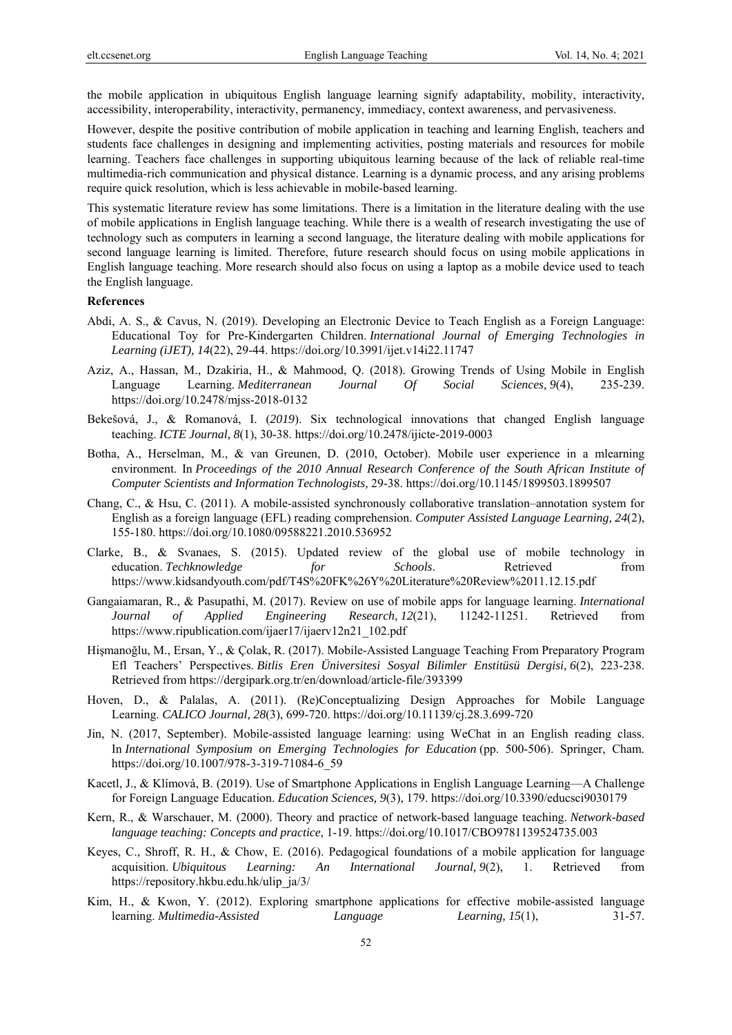the mobile application in ubiquitous English language learning signify adaptability, mobility, interactivity, accessibility, interoperability, interactivity, permanency, immediacy, context awareness, and pervasiveness.

However, despite the positive contribution of mobile application in teaching and learning English, teachers and students face challenges in designing and implementing activities, posting materials and resources for mobile learning. Teachers face challenges in supporting ubiquitous learning because of the lack of reliable real-time multimedia-rich communication and physical distance. Learning is a dynamic process, and any arising problems require quick resolution, which is less achievable in mobile-based learning.

This systematic literature review has some limitations. There is a limitation in the literature dealing with the use of mobile applications in English language teaching. While there is a wealth of research investigating the use of technology such as computers in learning a second language, the literature dealing with mobile applications for second language learning is limited. Therefore, future research should focus on using mobile applications in English language teaching. More research should also focus on using a laptop as a mobile device used to teach the English language.

**References**

Abdi, A. S., & Cavus, N. (2019). Developing an Electronic Device to Teach English as a Foreign Language: Educational Toy for Pre-Kindergarten Children. *International Journal of Emerging Technologies in Learning (iJET), 14*(22), 29-44. https://doi.org/10.3991/ijet.v14i22.11747

Aziz, A., Hassan, M., Dzakiria, H., & Mahmood, Q. (2018). Growing Trends of Using Mobile in English Language Learning. *Mediterranean Journal Of Social Sciences, 9*(4), 235-239. https://doi.org/10.2478/mjss-2018-0132

Bekešová, J., & Romanová, I. (*2019*). Six technological innovations that changed English language teaching. *ICTE Journal, 8*(1), 30-38. https://doi.org/10.2478/ijicte-2019-0003

Botha, A., Herselman, M., & van Greunen, D. (2010, October). Mobile user experience in a mlearning environment. In *Proceedings of the 2010 Annual Research Conference of the South African Institute of Computer Scientists and Information Technologists,* 29-38. https://doi.org/10.1145/1899503.1899507

Chang, C., & Hsu, C. (2011). A mobile-assisted synchronously collaborative translation–annotation system for English as a foreign language (EFL) reading comprehension. *Computer Assisted Language Learning, 24*(2), 155-180. https://doi.org/10.1080/09588221.2010.536952

Clarke, B., & Svanaes, S. (2015). Updated review of the global use of mobile technology in education. *Techknowledge for Schools*. Retrieved from https://www.kidsandyouth.com/pdf/T4S%20FK%26Y%20Literature%20Review%2011.12.15.pdf

Gangaiamaran, R., & Pasupathi, M. (2017). Review on use of mobile apps for language learning. *International Journal of Applied Engineering Research, 12*(21), 11242-11251. Retrieved from https://www.ripublication.com/ijaer17/ijaerv12n21_102.pdf

Hişmanoğlu, M., Ersan, Y., & Çolak, R. (2017). Mobile-Assisted Language Teaching From Preparatory Program Efl Teachers' Perspectives. *Bitlis Eren Üniversitesi Sosyal Bilimler Enstitüsü Dergisi, 6*(2), 223-238. Retrieved from https://dergipark.org.tr/en/download/article-file/393399

Hoven, D., & Palalas, A. (2011). (Re)Conceptualizing Design Approaches for Mobile Language Learning. *CALICO Journal, 28*(3), 699-720. https://doi.org/10.11139/cj.28.3.699-720

Jin, N. (2017, September). Mobile-assisted language learning: using WeChat in an English reading class. In *International Symposium on Emerging Technologies for Education* (pp. 500-506). Springer, Cham. https://doi.org/10.1007/978-3-319-71084-6_59

Kacetl, J., & Klímová, B. (2019). Use of Smartphone Applications in English Language Learning—A Challenge for Foreign Language Education. *Education Sciences, 9*(3), 179. https://doi.org/10.3390/educsci9030179

Kern, R., & Warschauer, M. (2000). Theory and practice of network-based language teaching. *Network-based language teaching: Concepts and practice*, 1-19. https://doi.org/10.1017/CBO9781139524735.003

Keyes, C., Shroff, R. H., & Chow, E. (2016). Pedagogical foundations of a mobile application for language acquisition. *Ubiquitous Learning: An International Journal, 9*(2), 1. Retrieved from https://repository.hkbu.edu.hk/ulip_ja/3/

Kim, H., & Kwon, Y. (2012). Exploring smartphone applications for effective mobile-assisted language learning. *Multimedia-Assisted Language Learning, 15*(1), 31-57.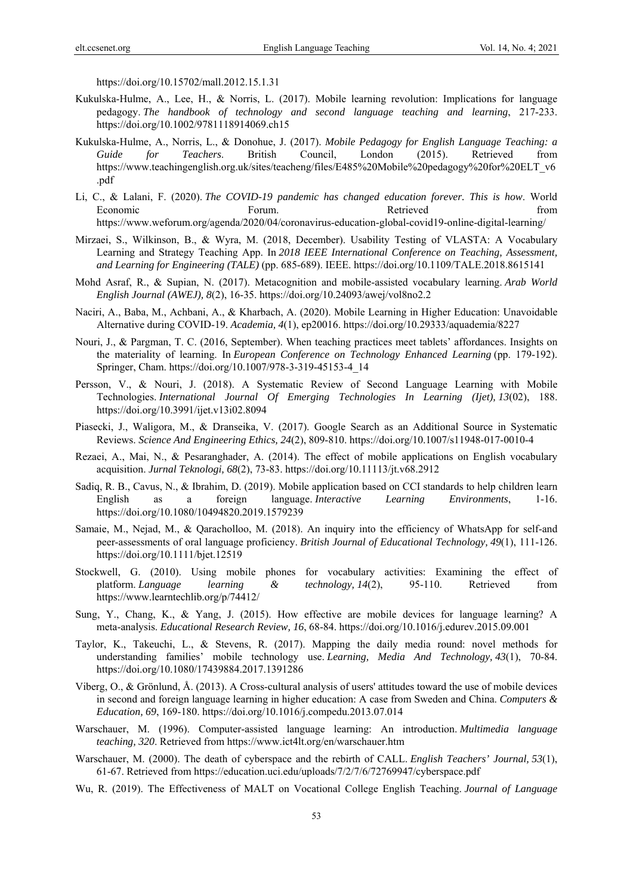https://doi.org/10.15702/mall.2012.15.1.31

Kukulska-Hulme, A., Lee, H., & Norris, L. (2017). Mobile learning revolution: Implications for language pedagogy. *The handbook of technology and second language teaching and learning*, 217-233. https://doi.org/10.1002/9781118914069.ch15

Kukulska-Hulme, A., Norris, L., & Donohue, J. (2017). *Mobile Pedagogy for English Language Teaching: a Guide for Teachers*. British Council, London (2015). Retrieved from https://www.teachingenglish.org.uk/sites/teacheng/files/E485%20Mobile%20pedagogy%20for%20ELT_v6.pdf

Li, C., & Lalani, F. (2020). *The COVID-19 pandemic has changed education forever. This is how*. World Economic Forum. Retrieved from https://www.weforum.org/agenda/2020/04/coronavirus-education-global-covid19-online-digital-learning/

Mirzaei, S., Wilkinson, B., & Wyra, M. (2018, December). Usability Testing of VLASTA: A Vocabulary Learning and Strategy Teaching App. In *2018 IEEE International Conference on Teaching, Assessment, and Learning for Engineering (TALE)* (pp. 685-689). IEEE. https://doi.org/10.1109/TALE.2018.8615141

Mohd Asraf, R., & Supian, N. (2017). Metacognition and mobile-assisted vocabulary learning. *Arab World English Journal (AWEJ), 8*(2), 16-35. https://doi.org/10.24093/awej/vol8no2.2

Naciri, A., Baba, M., Achbani, A., & Kharbach, A. (2020). Mobile Learning in Higher Education: Unavoidable Alternative during COVID-19. *Academia, 4*(1), ep20016. https://doi.org/10.29333/aquademia/8227

Nouri, J., & Pargman, T. C. (2016, September). When teaching practices meet tablets' affordances. Insights on the materiality of learning. In *European Conference on Technology Enhanced Learning* (pp. 179-192). Springer, Cham. https://doi.org/10.1007/978-3-319-45153-4_14

Persson, V., & Nouri, J. (2018). A Systematic Review of Second Language Learning with Mobile Technologies. *International Journal Of Emerging Technologies In Learning (Ijet), 13*(02), 188. https://doi.org/10.3991/ijet.v13i02.8094

Piasecki, J., Waligora, M., & Dranseika, V. (2017). Google Search as an Additional Source in Systematic Reviews. *Science And Engineering Ethics, 24*(2), 809-810. https://doi.org/10.1007/s11948-017-0010-4

Rezaei, A., Mai, N., & Pesaranghader, A. (2014). The effect of mobile applications on English vocabulary acquisition. *Jurnal Teknologi, 68*(2), 73-83. https://doi.org/10.11113/jt.v68.2912

Sadiq, R. B., Cavus, N., & Ibrahim, D. (2019). Mobile application based on CCI standards to help children learn English as a foreign language. *Interactive Learning Environments*, 1-16. https://doi.org/10.1080/10494820.2019.1579239

Samaie, M., Nejad, M., & Qaracholloo, M. (2018). An inquiry into the efficiency of WhatsApp for self-and peer-assessments of oral language proficiency. *British Journal of Educational Technology, 49*(1), 111-126. https://doi.org/10.1111/bjet.12519

Stockwell, G. (2010). Using mobile phones for vocabulary activities: Examining the effect of platform. *Language learning & technology, 14*(2), 95-110. Retrieved from https://www.learntechlib.org/p/74412/

Sung, Y., Chang, K., & Yang, J. (2015). How effective are mobile devices for language learning? A meta-analysis. *Educational Research Review, 16*, 68-84. https://doi.org/10.1016/j.edurev.2015.09.001

Taylor, K., Takeuchi, L., & Stevens, R. (2017). Mapping the daily media round: novel methods for understanding families' mobile technology use. *Learning, Media And Technology, 43*(1), 70-84. https://doi.org/10.1080/17439884.2017.1391286

Viberg, O., & Grönlund, Å. (2013). A Cross-cultural analysis of users' attitudes toward the use of mobile devices in second and foreign language learning in higher education: A case from Sweden and China. *Computers & Education, 69*, 169-180. https://doi.org/10.1016/j.compedu.2013.07.014

Warschauer, M. (1996). Computer-assisted language learning: An introduction. *Multimedia language teaching, 320*. Retrieved from https://www.ict4lt.org/en/warschauer.htm

Warschauer, M. (2000). The death of cyberspace and the rebirth of CALL. *English Teachers' Journal, 53*(1), 61-67. Retrieved from https://education.uci.edu/uploads/7/2/7/6/72769947/cyberspace.pdf

Wu, R. (2019). The Effectiveness of MALT on Vocational College English Teaching. *Journal of Language*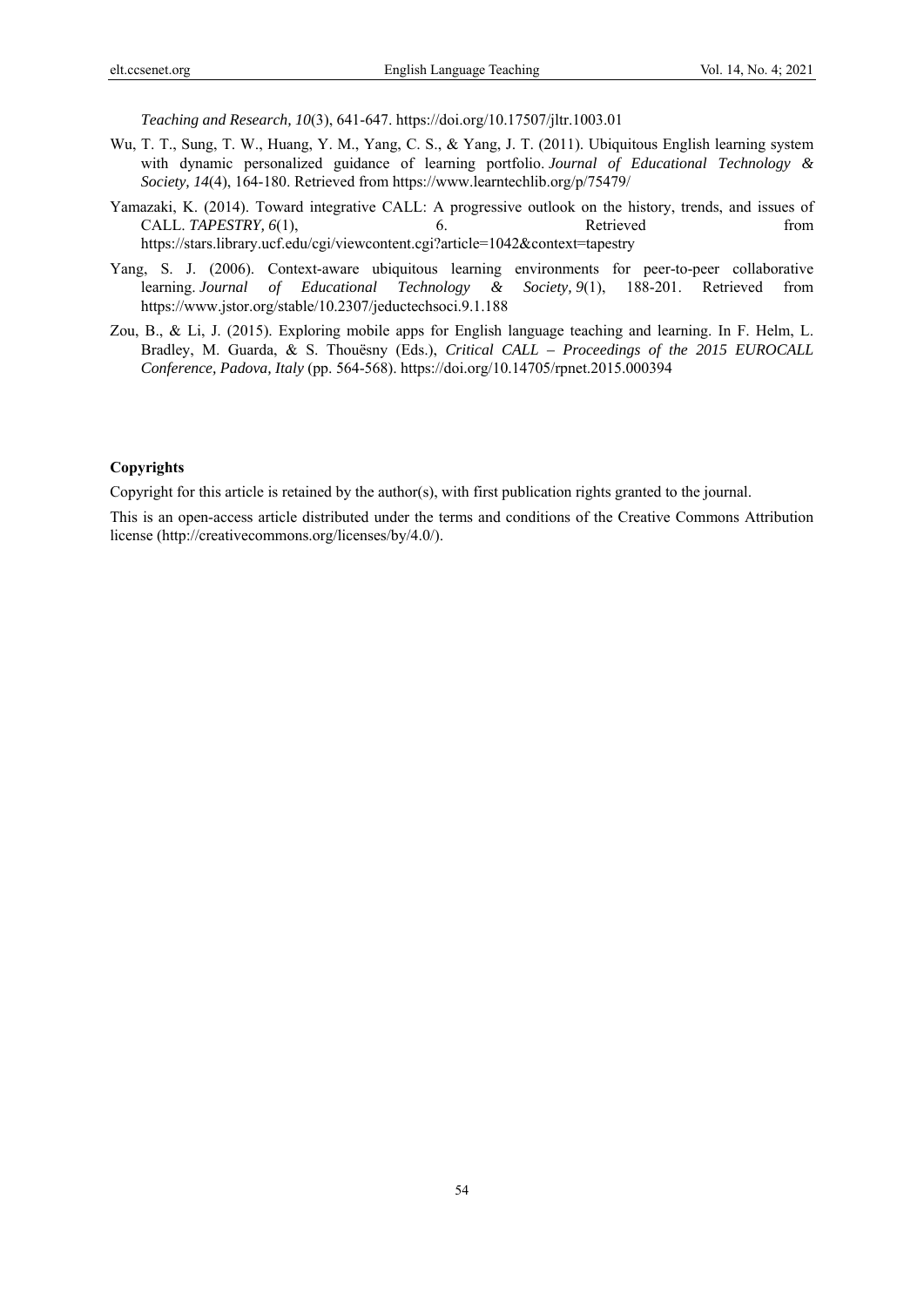*Teaching and Research, 10*(3), 641-647. https://doi.org/10.17507/jltr.1003.01

Wu, T. T., Sung, T. W., Huang, Y. M., Yang, C. S., & Yang, J. T. (2011). Ubiquitous English learning system with dynamic personalized guidance of learning portfolio. *Journal of Educational Technology & Society, 14*(4), 164-180. Retrieved from https://www.learntechlib.org/p/75479/

Yamazaki, K. (2014). Toward integrative CALL: A progressive outlook on the history, trends, and issues of CALL. *TAPESTRY, 6*(1), 6. Retrieved from https://stars.library.ucf.edu/cgi/viewcontent.cgi?article=1042&context=tapestry

Yang, S. J. (2006). Context-aware ubiquitous learning environments for peer-to-peer collaborative learning. *Journal of Educational Technology & Society, 9*(1), 188-201. Retrieved from https://www.jstor.org/stable/10.2307/jeductechsoci.9.1.188

Zou, B., & Li, J. (2015). Exploring mobile apps for English language teaching and learning. In F. Helm, L. Bradley, M. Guarda, & S. Thouësny (Eds.), *Critical CALL – Proceedings of the 2015 EUROCALL Conference, Padova, Italy* (pp. 564-568). https://doi.org/10.14705/rpnet.2015.000394

**Copyrights**

Copyright for this article is retained by the author(s), with first publication rights granted to the journal.

This is an open-access article distributed under the terms and conditions of the Creative Commons Attribution license (http://creativecommons.org/licenses/by/4.0/).